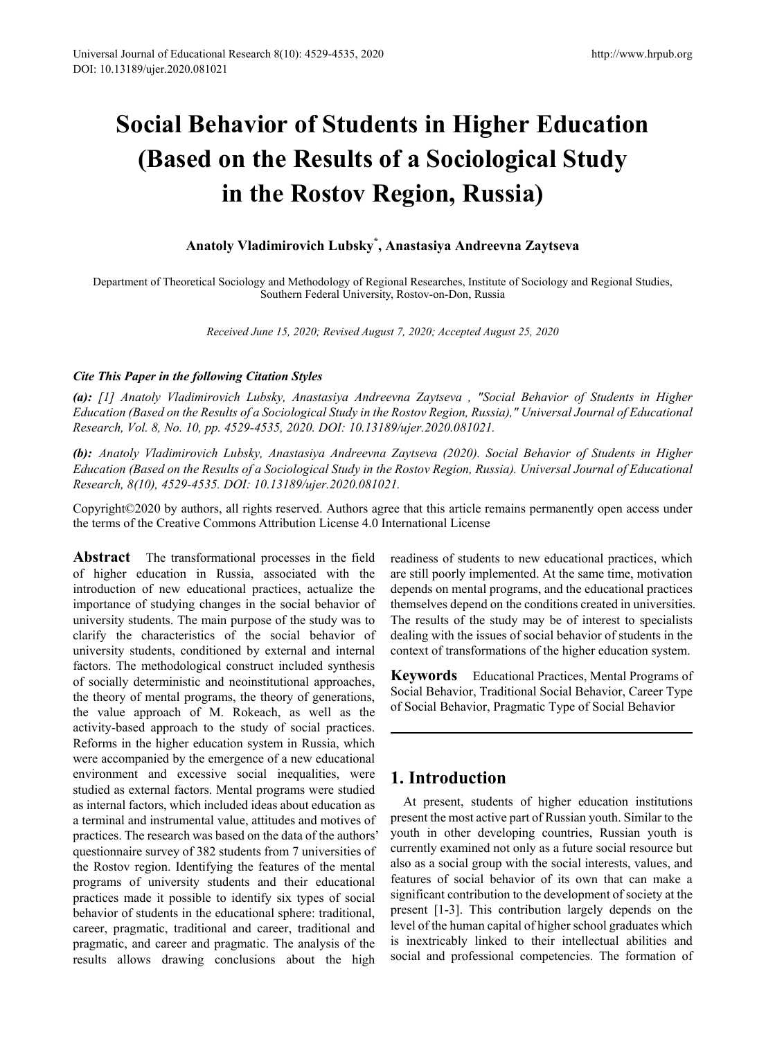# Social Behavior of Students in Higher Education (Based on the Results of a Sociological Study in the Rostov Region, Russia)

**Anatoly Vladimirovich Lubsky*, Anastasiya Andreevna Zaytseva**

Department of Theoretical Sociology and Methodology of Regional Researches, Institute of Sociology and Regional Studies, Southern Federal University, Rostov-on-Don, Russia

*Received June 15, 2020; Revised August 7, 2020; Accepted August 25, 2020*

***Cite This Paper in the following Citation Styles***

***(a):*** *[1] Anatoly Vladimirovich Lubsky, Anastasiya Andreevna Zaytseva , "Social Behavior of Students in Higher Education (Based on the Results of a Sociological Study in the Rostov Region, Russia)," Universal Journal of Educational Research, Vol. 8, No. 10, pp. 4529-4535, 2020. DOI: 10.13189/ujer.2020.081021.*

***(b):*** *Anatoly Vladimirovich Lubsky, Anastasiya Andreevna Zaytseva (2020). Social Behavior of Students in Higher Education (Based on the Results of a Sociological Study in the Rostov Region, Russia). Universal Journal of Educational Research, 8(10), 4529-4535. DOI: 10.13189/ujer.2020.081021.*

Copyright©2020 by authors, all rights reserved. Authors agree that this article remains permanently open access under the terms of the Creative Commons Attribution License 4.0 International License

**Abstract** The transformational processes in the field of higher education in Russia, associated with the introduction of new educational practices, actualize the importance of studying changes in the social behavior of university students. The main purpose of the study was to clarify the characteristics of the social behavior of university students, conditioned by external and internal factors. The methodological construct included synthesis of socially deterministic and neoinstitutional approaches, the theory of mental programs, the theory of generations, the value approach of M. Rokeach, as well as the activity-based approach to the study of social practices. Reforms in the higher education system in Russia, which were accompanied by the emergence of a new educational environment and excessive social inequalities, were studied as external factors. Mental programs were studied as internal factors, which included ideas about education as a terminal and instrumental value, attitudes and motives of practices. The research was based on the data of the authors' questionnaire survey of 382 students from 7 universities of the Rostov region. Identifying the features of the mental programs of university students and their educational practices made it possible to identify six types of social behavior of students in the educational sphere: traditional, career, pragmatic, traditional and career, traditional and pragmatic, and career and pragmatic. The analysis of the results allows drawing conclusions about the high readiness of students to new educational practices, which are still poorly implemented. At the same time, motivation depends on mental programs, and the educational practices themselves depend on the conditions created in universities. The results of the study may be of interest to specialists dealing with the issues of social behavior of students in the context of transformations of the higher education system.

**Keywords** Educational Practices, Mental Programs of Social Behavior, Traditional Social Behavior, Career Type of Social Behavior, Pragmatic Type of Social Behavior

## 1. Introduction

At present, students of higher education institutions present the most active part of Russian youth. Similar to the youth in other developing countries, Russian youth is currently examined not only as a future social resource but also as a social group with the social interests, values, and features of social behavior of its own that can make a significant contribution to the development of society at the present [1-3]. This contribution largely depends on the level of the human capital of higher school graduates which is inextricably linked to their intellectual abilities and social and professional competencies. The formation of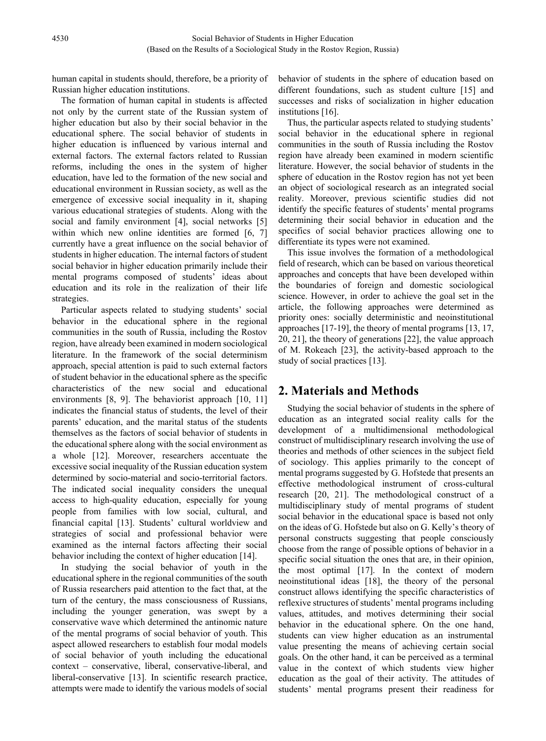human capital in students should, therefore, be a priority of Russian higher education institutions.

The formation of human capital in students is affected not only by the current state of the Russian system of higher education but also by their social behavior in the educational sphere. The social behavior of students in higher education is influenced by various internal and external factors. The external factors related to Russian reforms, including the ones in the system of higher education, have led to the formation of the new social and educational environment in Russian society, as well as the emergence of excessive social inequality in it, shaping various educational strategies of students. Along with the social and family environment [4], social networks [5] within which new online identities are formed [6, 7] currently have a great influence on the social behavior of students in higher education. The internal factors of student social behavior in higher education primarily include their mental programs composed of students' ideas about education and its role in the realization of their life strategies.

Particular aspects related to studying students' social behavior in the educational sphere in the regional communities in the south of Russia, including the Rostov region, have already been examined in modern sociological literature. In the framework of the social determinism approach, special attention is paid to such external factors of student behavior in the educational sphere as the specific characteristics of the new social and educational environments [8, 9]. The behaviorist approach [10, 11] indicates the financial status of students, the level of their parents' education, and the marital status of the students themselves as the factors of social behavior of students in the educational sphere along with the social environment as a whole [12]. Moreover, researchers accentuate the excessive social inequality of the Russian education system determined by socio-material and socio-territorial factors. The indicated social inequality considers the unequal access to high-quality education, especially for young people from families with low social, cultural, and financial capital [13]. Students' cultural worldview and strategies of social and professional behavior were examined as the internal factors affecting their social behavior including the context of higher education [14].

In studying the social behavior of youth in the educational sphere in the regional communities of the south of Russia researchers paid attention to the fact that, at the turn of the century, the mass consciousness of Russians, including the younger generation, was swept by a conservative wave which determined the antinomic nature of the mental programs of social behavior of youth. This aspect allowed researchers to establish four modal models of social behavior of youth including the educational context – conservative, liberal, conservative-liberal, and liberal-conservative [13]. In scientific research practice, attempts were made to identify the various models of social behavior of students in the sphere of education based on different foundations, such as student culture [15] and successes and risks of socialization in higher education institutions [16].

Thus, the particular aspects related to studying students' social behavior in the educational sphere in regional communities in the south of Russia including the Rostov region have already been examined in modern scientific literature. However, the social behavior of students in the sphere of education in the Rostov region has not yet been an object of sociological research as an integrated social reality. Moreover, previous scientific studies did not identify the specific features of students' mental programs determining their social behavior in education and the specifics of social behavior practices allowing one to differentiate its types were not examined.

This issue involves the formation of a methodological field of research, which can be based on various theoretical approaches and concepts that have been developed within the boundaries of foreign and domestic sociological science. However, in order to achieve the goal set in the article, the following approaches were determined as priority ones: socially deterministic and neoinstitutional approaches [17-19], the theory of mental programs [13, 17, 20, 21], the theory of generations [22], the value approach of M. Rokeach [23], the activity-based approach to the study of social practices [13].

## 2. Materials and Methods

Studying the social behavior of students in the sphere of education as an integrated social reality calls for the development of a multidimensional methodological construct of multidisciplinary research involving the use of theories and methods of other sciences in the subject field of sociology. This applies primarily to the concept of mental programs suggested by G. Hofstede that presents an effective methodological instrument of cross-cultural research [20, 21]. The methodological construct of a multidisciplinary study of mental programs of student social behavior in the educational space is based not only on the ideas of G. Hofstede but also on G. Kelly's theory of personal constructs suggesting that people consciously choose from the range of possible options of behavior in a specific social situation the ones that are, in their opinion, the most optimal [17]. In the context of modern neoinstitutional ideas [18], the theory of the personal construct allows identifying the specific characteristics of reflexive structures of students' mental programs including values, attitudes, and motives determining their social behavior in the educational sphere. On the one hand, students can view higher education as an instrumental value presenting the means of achieving certain social goals. On the other hand, it can be perceived as a terminal value in the context of which students view higher education as the goal of their activity. The attitudes of students' mental programs present their readiness for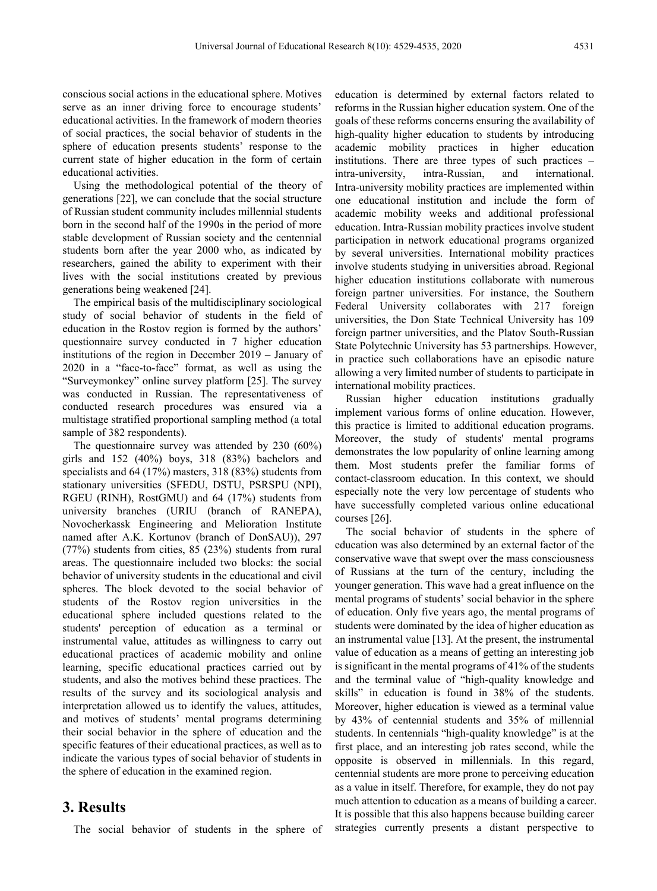conscious social actions in the educational sphere. Motives serve as an inner driving force to encourage students' educational activities. In the framework of modern theories of social practices, the social behavior of students in the sphere of education presents students' response to the current state of higher education in the form of certain educational activities.

Using the methodological potential of the theory of generations [22], we can conclude that the social structure of Russian student community includes millennial students born in the second half of the 1990s in the period of more stable development of Russian society and the centennial students born after the year 2000 who, as indicated by researchers, gained the ability to experiment with their lives with the social institutions created by previous generations being weakened [24].

The empirical basis of the multidisciplinary sociological study of social behavior of students in the field of education in the Rostov region is formed by the authors' questionnaire survey conducted in 7 higher education institutions of the region in December 2019 – January of 2020 in a "face-to-face" format, as well as using the "Surveymonkey" online survey platform [25]. The survey was conducted in Russian. The representativeness of conducted research procedures was ensured via a multistage stratified proportional sampling method (a total sample of 382 respondents).

The questionnaire survey was attended by 230 (60%) girls and 152 (40%) boys, 318 (83%) bachelors and specialists and 64 (17%) masters, 318 (83%) students from stationary universities (SFEDU, DSTU, PSRSPU (NPI), RGEU (RINH), RostGMU) and 64 (17%) students from university branches (URIU (branch of RANEPA), Novocherkassk Engineering and Melioration Institute named after A.K. Kortunov (branch of DonSAU)), 297 (77%) students from cities, 85 (23%) students from rural areas. The questionnaire included two blocks: the social behavior of university students in the educational and civil spheres. The block devoted to the social behavior of students of the Rostov region universities in the educational sphere included questions related to the students' perception of education as a terminal or instrumental value, attitudes as willingness to carry out educational practices of academic mobility and online learning, specific educational practices carried out by students, and also the motives behind these practices. The results of the survey and its sociological analysis and interpretation allowed us to identify the values, attitudes, and motives of students' mental programs determining their social behavior in the sphere of education and the specific features of their educational practices, as well as to indicate the various types of social behavior of students in the sphere of education in the examined region.

# 3. Results

The social behavior of students in the sphere of education is determined by external factors related to reforms in the Russian higher education system. One of the goals of these reforms concerns ensuring the availability of high-quality higher education to students by introducing academic mobility practices in higher education institutions. There are three types of such practices – intra-university, intra-Russian, and international. Intra-university mobility practices are implemented within one educational institution and include the form of academic mobility weeks and additional professional education. Intra-Russian mobility practices involve student participation in network educational programs organized by several universities. International mobility practices involve students studying in universities abroad. Regional higher education institutions collaborate with numerous foreign partner universities. For instance, the Southern Federal University collaborates with 217 foreign universities, the Don State Technical University has 109 foreign partner universities, and the Platov South-Russian State Polytechnic University has 53 partnerships. However, in practice such collaborations have an episodic nature allowing a very limited number of students to participate in international mobility practices.

Russian higher education institutions gradually implement various forms of online education. However, this practice is limited to additional education programs. Moreover, the study of students' mental programs demonstrates the low popularity of online learning among them. Most students prefer the familiar forms of contact-classroom education. In this context, we should especially note the very low percentage of students who have successfully completed various online educational courses [26].

The social behavior of students in the sphere of education was also determined by an external factor of the conservative wave that swept over the mass consciousness of Russians at the turn of the century, including the younger generation. This wave had a great influence on the mental programs of students' social behavior in the sphere of education. Only five years ago, the mental programs of students were dominated by the idea of higher education as an instrumental value [13]. At the present, the instrumental value of education as a means of getting an interesting job is significant in the mental programs of 41% of the students and the terminal value of "high-quality knowledge and skills" in education is found in 38% of the students. Moreover, higher education is viewed as a terminal value by 43% of centennial students and 35% of millennial students. In centennials "high-quality knowledge" is at the first place, and an interesting job rates second, while the opposite is observed in millennials. In this regard, centennial students are more prone to perceiving education as a value in itself. Therefore, for example, they do not pay much attention to education as a means of building a career. It is possible that this also happens because building career strategies currently presents a distant perspective to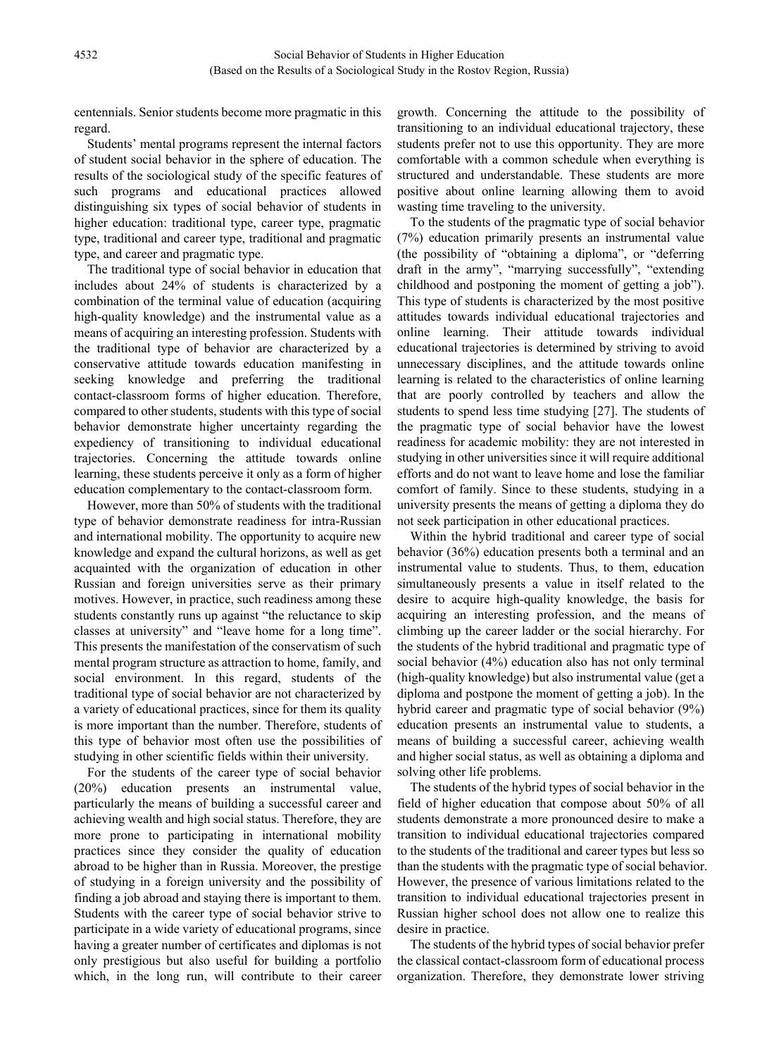centennials. Senior students become more pragmatic in this regard.

Students' mental programs represent the internal factors of student social behavior in the sphere of education. The results of the sociological study of the specific features of such programs and educational practices allowed distinguishing six types of social behavior of students in higher education: traditional type, career type, pragmatic type, traditional and career type, traditional and pragmatic type, and career and pragmatic type.

The traditional type of social behavior in education that includes about 24% of students is characterized by a combination of the terminal value of education (acquiring high-quality knowledge) and the instrumental value as a means of acquiring an interesting profession. Students with the traditional type of behavior are characterized by a conservative attitude towards education manifesting in seeking knowledge and preferring the traditional contact-classroom forms of higher education. Therefore, compared to other students, students with this type of social behavior demonstrate higher uncertainty regarding the expediency of transitioning to individual educational trajectories. Concerning the attitude towards online learning, these students perceive it only as a form of higher education complementary to the contact-classroom form.

However, more than 50% of students with the traditional type of behavior demonstrate readiness for intra-Russian and international mobility. The opportunity to acquire new knowledge and expand the cultural horizons, as well as get acquainted with the organization of education in other Russian and foreign universities serve as their primary motives. However, in practice, such readiness among these students constantly runs up against "the reluctance to skip classes at university" and "leave home for a long time". This presents the manifestation of the conservatism of such mental program structure as attraction to home, family, and social environment. In this regard, students of the traditional type of social behavior are not characterized by a variety of educational practices, since for them its quality is more important than the number. Therefore, students of this type of behavior most often use the possibilities of studying in other scientific fields within their university.

For the students of the career type of social behavior (20%) education presents an instrumental value, particularly the means of building a successful career and achieving wealth and high social status. Therefore, they are more prone to participating in international mobility practices since they consider the quality of education abroad to be higher than in Russia. Moreover, the prestige of studying in a foreign university and the possibility of finding a job abroad and staying there is important to them. Students with the career type of social behavior strive to participate in a wide variety of educational programs, since having a greater number of certificates and diplomas is not only prestigious but also useful for building a portfolio which, in the long run, will contribute to their career growth. Concerning the attitude to the possibility of transitioning to an individual educational trajectory, these students prefer not to use this opportunity. They are more comfortable with a common schedule when everything is structured and understandable. These students are more positive about online learning allowing them to avoid wasting time traveling to the university.

To the students of the pragmatic type of social behavior (7%) education primarily presents an instrumental value (the possibility of "obtaining a diploma", or "deferring draft in the army", "marrying successfully", "extending childhood and postponing the moment of getting a job"). This type of students is characterized by the most positive attitudes towards individual educational trajectories and online learning. Their attitude towards individual educational trajectories is determined by striving to avoid unnecessary disciplines, and the attitude towards online learning is related to the characteristics of online learning that are poorly controlled by teachers and allow the students to spend less time studying [27]. The students of the pragmatic type of social behavior have the lowest readiness for academic mobility: they are not interested in studying in other universities since it will require additional efforts and do not want to leave home and lose the familiar comfort of family. Since to these students, studying in a university presents the means of getting a diploma they do not seek participation in other educational practices.

Within the hybrid traditional and career type of social behavior (36%) education presents both a terminal and an instrumental value to students. Thus, to them, education simultaneously presents a value in itself related to the desire to acquire high-quality knowledge, the basis for acquiring an interesting profession, and the means of climbing up the career ladder or the social hierarchy. For the students of the hybrid traditional and pragmatic type of social behavior (4%) education also has not only terminal (high-quality knowledge) but also instrumental value (get a diploma and postpone the moment of getting a job). In the hybrid career and pragmatic type of social behavior (9%) education presents an instrumental value to students, a means of building a successful career, achieving wealth and higher social status, as well as obtaining a diploma and solving other life problems.

The students of the hybrid types of social behavior in the field of higher education that compose about 50% of all students demonstrate a more pronounced desire to make a transition to individual educational trajectories compared to the students of the traditional and career types but less so than the students with the pragmatic type of social behavior. However, the presence of various limitations related to the transition to individual educational trajectories present in Russian higher school does not allow one to realize this desire in practice.

The students of the hybrid types of social behavior prefer the classical contact-classroom form of educational process organization. Therefore, they demonstrate lower striving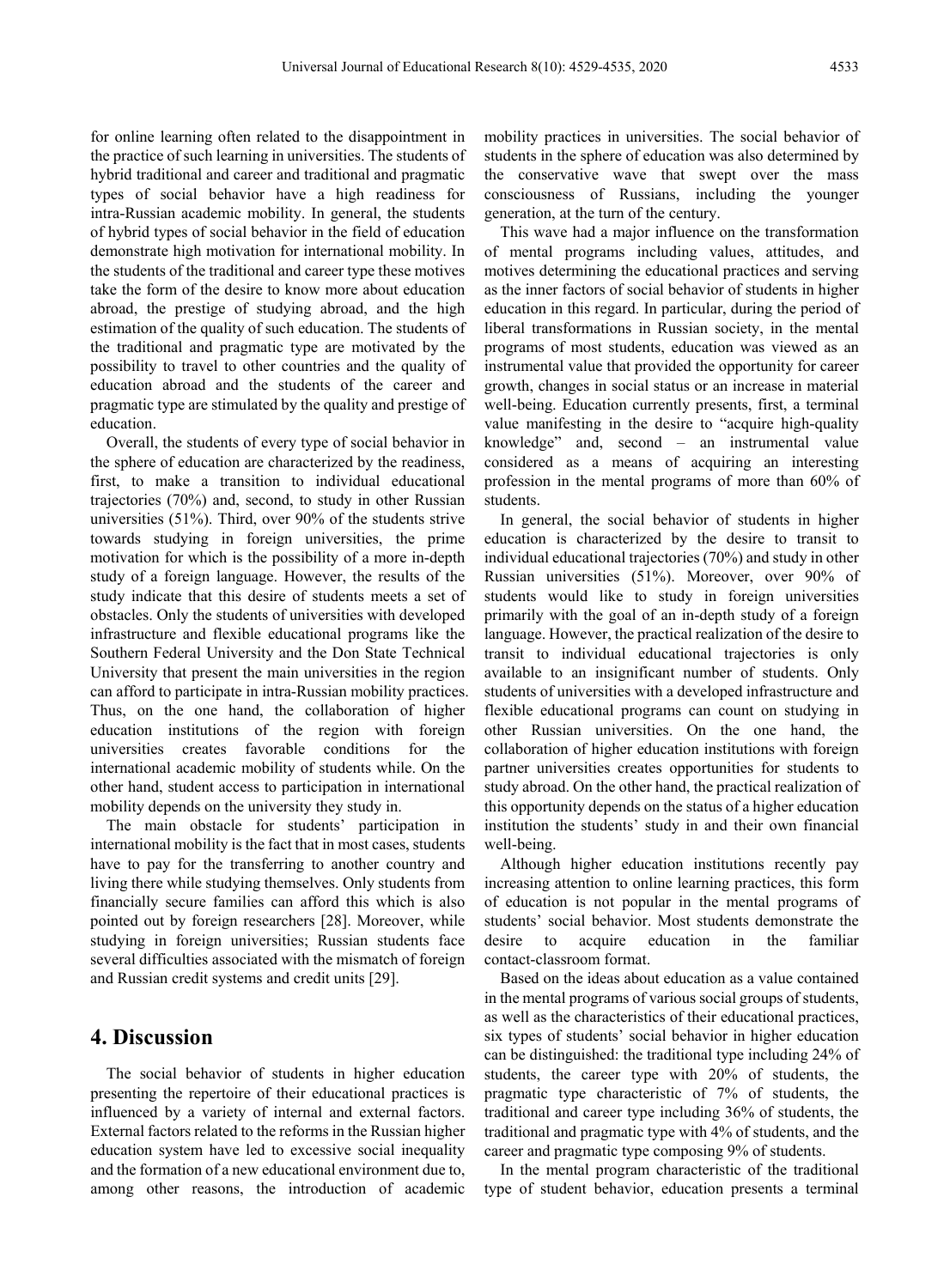for online learning often related to the disappointment in the practice of such learning in universities. The students of hybrid traditional and career and traditional and pragmatic types of social behavior have a high readiness for intra-Russian academic mobility. In general, the students of hybrid types of social behavior in the field of education demonstrate high motivation for international mobility. In the students of the traditional and career type these motives take the form of the desire to know more about education abroad, the prestige of studying abroad, and the high estimation of the quality of such education. The students of the traditional and pragmatic type are motivated by the possibility to travel to other countries and the quality of education abroad and the students of the career and pragmatic type are stimulated by the quality and prestige of education.

Overall, the students of every type of social behavior in the sphere of education are characterized by the readiness, first, to make a transition to individual educational trajectories (70%) and, second, to study in other Russian universities (51%). Third, over 90% of the students strive towards studying in foreign universities, the prime motivation for which is the possibility of a more in-depth study of a foreign language. However, the results of the study indicate that this desire of students meets a set of obstacles. Only the students of universities with developed infrastructure and flexible educational programs like the Southern Federal University and the Don State Technical University that present the main universities in the region can afford to participate in intra-Russian mobility practices. Thus, on the one hand, the collaboration of higher education institutions of the region with foreign universities creates favorable conditions for the international academic mobility of students while. On the other hand, student access to participation in international mobility depends on the university they study in.

The main obstacle for students' participation in international mobility is the fact that in most cases, students have to pay for the transferring to another country and living there while studying themselves. Only students from financially secure families can afford this which is also pointed out by foreign researchers [28]. Moreover, while studying in foreign universities; Russian students face several difficulties associated with the mismatch of foreign and Russian credit systems and credit units [29].

## 4. Discussion

The social behavior of students in higher education presenting the repertoire of their educational practices is influenced by a variety of internal and external factors. External factors related to the reforms in the Russian higher education system have led to excessive social inequality and the formation of a new educational environment due to, among other reasons, the introduction of academic mobility practices in universities. The social behavior of students in the sphere of education was also determined by the conservative wave that swept over the mass consciousness of Russians, including the younger generation, at the turn of the century.

This wave had a major influence on the transformation of mental programs including values, attitudes, and motives determining the educational practices and serving as the inner factors of social behavior of students in higher education in this regard. In particular, during the period of liberal transformations in Russian society, in the mental programs of most students, education was viewed as an instrumental value that provided the opportunity for career growth, changes in social status or an increase in material well-being. Education currently presents, first, a terminal value manifesting in the desire to "acquire high-quality knowledge" and, second – an instrumental value considered as a means of acquiring an interesting profession in the mental programs of more than 60% of students.

In general, the social behavior of students in higher education is characterized by the desire to transit to individual educational trajectories (70%) and study in other Russian universities (51%). Moreover, over 90% of students would like to study in foreign universities primarily with the goal of an in-depth study of a foreign language. However, the practical realization of the desire to transit to individual educational trajectories is only available to an insignificant number of students. Only students of universities with a developed infrastructure and flexible educational programs can count on studying in other Russian universities. On the one hand, the collaboration of higher education institutions with foreign partner universities creates opportunities for students to study abroad. On the other hand, the practical realization of this opportunity depends on the status of a higher education institution the students' study in and their own financial well-being.

Although higher education institutions recently pay increasing attention to online learning practices, this form of education is not popular in the mental programs of students' social behavior. Most students demonstrate the desire to acquire education in the familiar contact-classroom format.

Based on the ideas about education as a value contained in the mental programs of various social groups of students, as well as the characteristics of their educational practices, six types of students' social behavior in higher education can be distinguished: the traditional type including 24% of students, the career type with 20% of students, the pragmatic type characteristic of 7% of students, the traditional and career type including 36% of students, the traditional and pragmatic type with 4% of students, and the career and pragmatic type composing 9% of students.

In the mental program characteristic of the traditional type of student behavior, education presents a terminal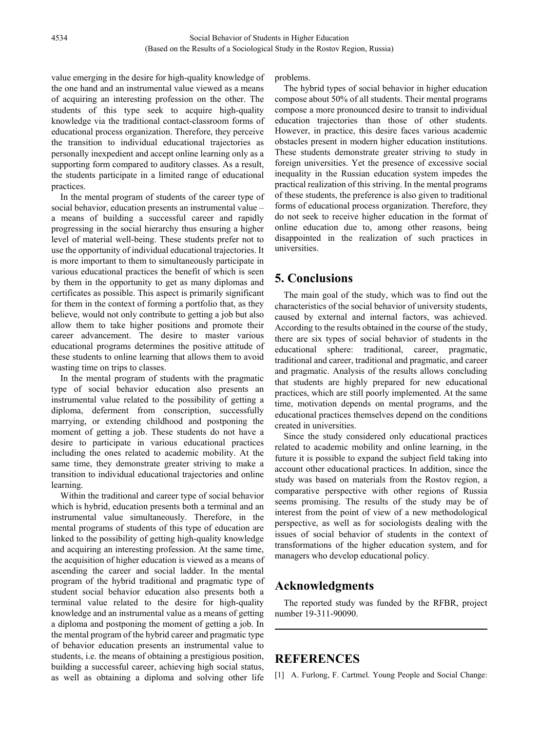value emerging in the desire for high-quality knowledge of the one hand and an instrumental value viewed as a means of acquiring an interesting profession on the other. The students of this type seek to acquire high-quality knowledge via the traditional contact-classroom forms of educational process organization. Therefore, they perceive the transition to individual educational trajectories as personally inexpedient and accept online learning only as a supporting form compared to auditory classes. As a result, the students participate in a limited range of educational practices.

In the mental program of students of the career type of social behavior, education presents an instrumental value – a means of building a successful career and rapidly progressing in the social hierarchy thus ensuring a higher level of material well-being. These students prefer not to use the opportunity of individual educational trajectories. It is more important to them to simultaneously participate in various educational practices the benefit of which is seen by them in the opportunity to get as many diplomas and certificates as possible. This aspect is primarily significant for them in the context of forming a portfolio that, as they believe, would not only contribute to getting a job but also allow them to take higher positions and promote their career advancement. The desire to master various educational programs determines the positive attitude of these students to online learning that allows them to avoid wasting time on trips to classes.

In the mental program of students with the pragmatic type of social behavior education also presents an instrumental value related to the possibility of getting a diploma, deferment from conscription, successfully marrying, or extending childhood and postponing the moment of getting a job. These students do not have a desire to participate in various educational practices including the ones related to academic mobility. At the same time, they demonstrate greater striving to make a transition to individual educational trajectories and online learning.

Within the traditional and career type of social behavior which is hybrid, education presents both a terminal and an instrumental value simultaneously. Therefore, in the mental programs of students of this type of education are linked to the possibility of getting high-quality knowledge and acquiring an interesting profession. At the same time, the acquisition of higher education is viewed as a means of ascending the career and social ladder. In the mental program of the hybrid traditional and pragmatic type of student social behavior education also presents both a terminal value related to the desire for high-quality knowledge and an instrumental value as a means of getting a diploma and postponing the moment of getting a job. In the mental program of the hybrid career and pragmatic type of behavior education presents an instrumental value to students, i.e. the means of obtaining a prestigious position, building a successful career, achieving high social status, as well as obtaining a diploma and solving other life problems.

The hybrid types of social behavior in higher education compose about 50% of all students. Their mental programs compose a more pronounced desire to transit to individual education trajectories than those of other students. However, in practice, this desire faces various academic obstacles present in modern higher education institutions. These students demonstrate greater striving to study in foreign universities. Yet the presence of excessive social inequality in the Russian education system impedes the practical realization of this striving. In the mental programs of these students, the preference is also given to traditional forms of educational process organization. Therefore, they do not seek to receive higher education in the format of online education due to, among other reasons, being disappointed in the realization of such practices in universities.

## 5. Conclusions

The main goal of the study, which was to find out the characteristics of the social behavior of university students, caused by external and internal factors, was achieved. According to the results obtained in the course of the study, there are six types of social behavior of students in the educational sphere: traditional, career, pragmatic, traditional and career, traditional and pragmatic, and career and pragmatic. Analysis of the results allows concluding that students are highly prepared for new educational practices, which are still poorly implemented. At the same time, motivation depends on mental programs, and the educational practices themselves depend on the conditions created in universities.

Since the study considered only educational practices related to academic mobility and online learning, in the future it is possible to expand the subject field taking into account other educational practices. In addition, since the study was based on materials from the Rostov region, a comparative perspective with other regions of Russia seems promising. The results of the study may be of interest from the point of view of a new methodological perspective, as well as for sociologists dealing with the issues of social behavior of students in the context of transformations of the higher education system, and for managers who develop educational policy.

## Acknowledgments

The reported study was funded by the RFBR, project number 19-311-90090.

## REFERENCES

[1] A. Furlong, F. Cartmel. Young People and Social Change: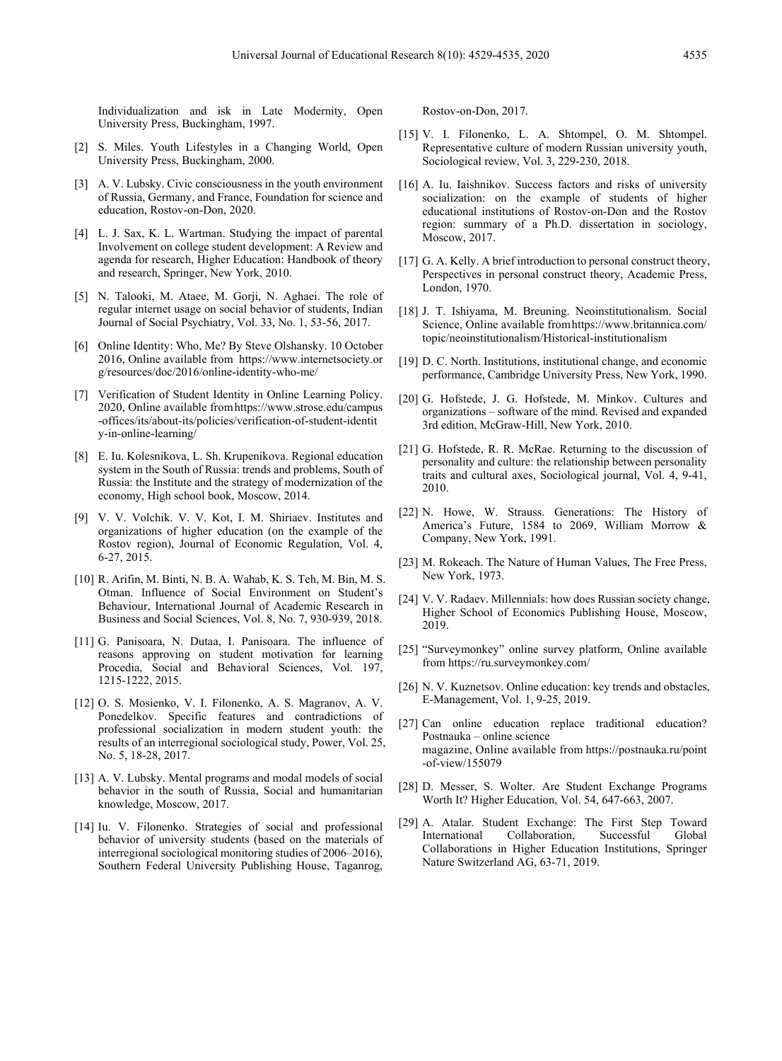Individualization and isk in Late Modernity, Open University Press, Buckingham, 1997.

[2] S. Miles. Youth Lifestyles in a Changing World, Open University Press, Buckingham, 2000.

[3] A. V. Lubsky. Civic consciousness in the youth environment of Russia, Germany, and France, Foundation for science and education, Rostov-on-Don, 2020.

[4] L. J. Sax, K. L. Wartman. Studying the impact of parental Involvement on college student development: A Review and agenda for research, Higher Education: Handbook of theory and research, Springer, New York, 2010.

[5] N. Talooki, M. Ataee, M. Gorji, N. Aghaei. The role of regular internet usage on social behavior of students, Indian Journal of Social Psychiatry, Vol. 33, No. 1, 53-56, 2017.

[6] Online Identity: Who, Me? By Steve Olshansky. 10 October 2016, Online available from https://www.internetsociety.org/resources/doc/2016/online-identity-who-me/

[7] Verification of Student Identity in Online Learning Policy. 2020, Online available from https://www.strose.edu/campus-offices/its/about-its/policies/verification-of-student-identity-in-online-learning/

[8] E. Iu. Kolesnikova, L. Sh. Krupenikova. Regional education system in the South of Russia: trends and problems, South of Russia: the Institute and the strategy of modernization of the economy, High school book, Moscow, 2014.

[9] V. V. Volchik. V. V. Kot, I. M. Shiriaev. Institutes and organizations of higher education (on the example of the Rostov region), Journal of Economic Regulation, Vol. 4, 6-27, 2015.

[10] R. Arifin, M. Binti, N. B. A. Wahab, K. S. Teh, M. Bin, M. S. Otman. Influence of Social Environment on Student's Behaviour, International Journal of Academic Research in Business and Social Sciences, Vol. 8, No. 7, 930-939, 2018.

[11] G. Panisoara, N. Dutaa, I. Panisoara. The influence of reasons approving on student motivation for learning Procedia, Social and Behavioral Sciences, Vol. 197, 1215-1222, 2015.

[12] O. S. Mosienko, V. I. Filonenko, A. S. Magranov, A. V. Ponedelkov. Specific features and contradictions of professional socialization in modern student youth: the results of an interregional sociological study, Power, Vol. 25, No. 5, 18-28, 2017.

[13] A. V. Lubsky. Mental programs and modal models of social behavior in the south of Russia, Social and humanitarian knowledge, Moscow, 2017.

[14] Iu. V. Filonenko. Strategies of social and professional behavior of university students (based on the materials of interregional sociological monitoring studies of 2006–2016), Southern Federal University Publishing House, Taganrog, Rostov-on-Don, 2017.

[15] V. I. Filonenko, L. A. Shtompel, O. M. Shtompel. Representative culture of modern Russian university youth, Sociological review, Vol. 3, 229-230, 2018.

[16] A. Iu. Iaishnikov. Success factors and risks of university socialization: on the example of students of higher educational institutions of Rostov-on-Don and the Rostov region: summary of a Ph.D. dissertation in sociology, Moscow, 2017.

[17] G. A. Kelly. A brief introduction to personal construct theory, Perspectives in personal construct theory, Academic Press, London, 1970.

[18] J. T. Ishiyama, M. Breuning. Neoinstitutionalism. Social Science, Online available from https://www.britannica.com/topic/neoinstitutionalism/Historical-institutionalism

[19] D. C. North. Institutions, institutional change, and economic performance, Cambridge University Press, New York, 1990.

[20] G. Hofstede, J. G. Hofstede, M. Minkov. Cultures and organizations – software of the mind. Revised and expanded 3rd edition, McGraw-Hill, New York, 2010.

[21] G. Hofstede, R. R. McRae. Returning to the discussion of personality and culture: the relationship between personality traits and cultural axes, Sociological journal, Vol. 4, 9-41, 2010.

[22] N. Howe, W. Strauss. Generations: The History of America's Future, 1584 to 2069, William Morrow & Company, New York, 1991.

[23] M. Rokeach. The Nature of Human Values, The Free Press, New York, 1973.

[24] V. V. Radaev. Millennials: how does Russian society change, Higher School of Economics Publishing House, Moscow, 2019.

[25] "Surveymonkey" online survey platform, Online available from https://ru.surveymonkey.com/

[26] N. V. Kuznetsov. Online education: key trends and obstacles, E-Management, Vol. 1, 9-25, 2019.

[27] Can online education replace traditional education? Postnauka – online science magazine, Online available from https://postnauka.ru/point-of-view/155079

[28] D. Messer, S. Wolter. Are Student Exchange Programs Worth It? Higher Education, Vol. 54, 647-663, 2007.

[29] A. Atalar. Student Exchange: The First Step Toward International Collaboration, Successful Global Collaborations in Higher Education Institutions, Springer Nature Switzerland AG, 63-71, 2019.